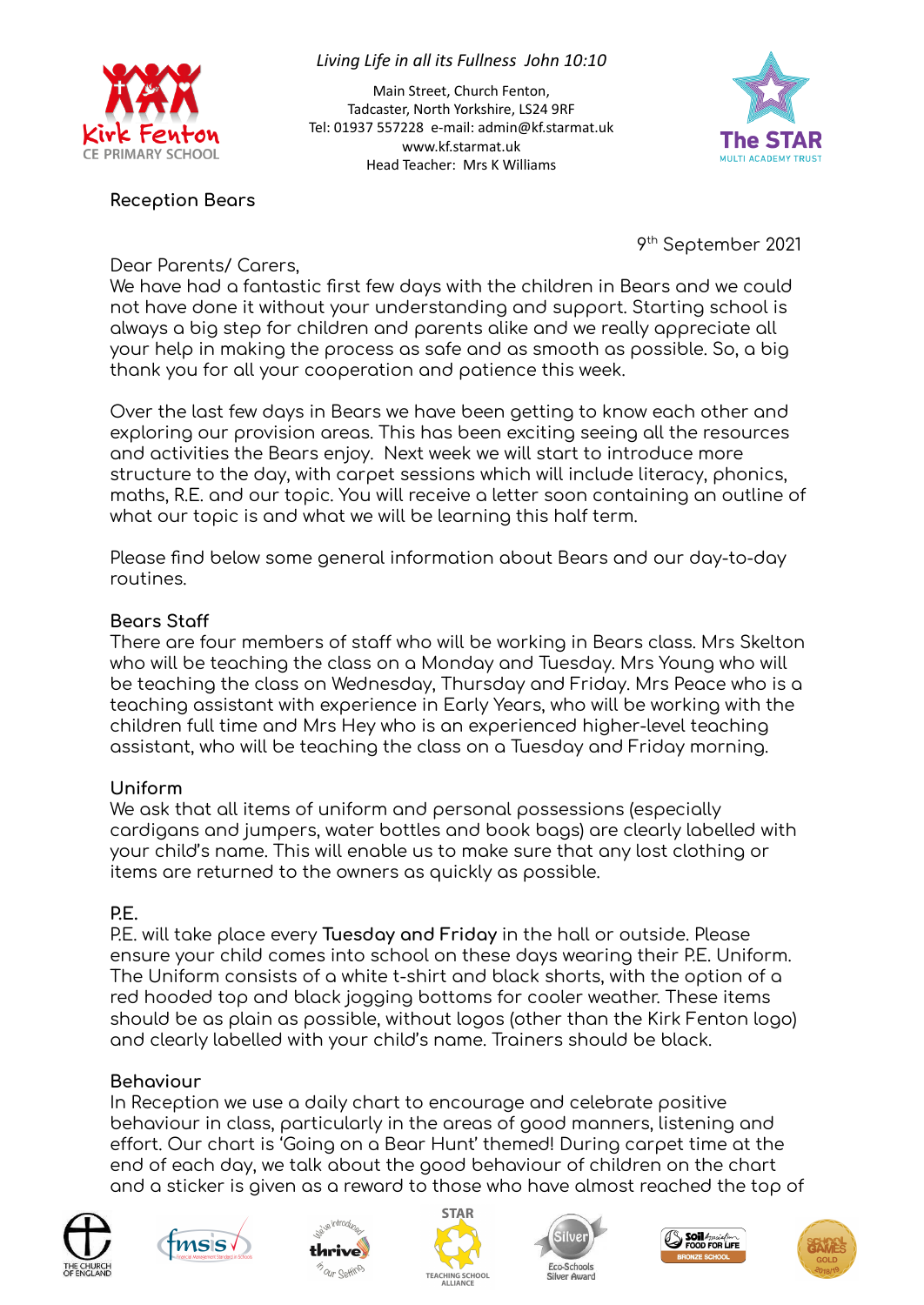*Living Life in all its Fullness John 10:10*

Main Street, Church Fenton,
Tadcaster, North Yorkshire, LS24 9RF
Tel: 01937 557228 e-mail: admin@kf.starmat.uk
www.kf.starmat.uk
Head Teacher: Mrs K Williams

Reception Bears

9th September 2021

Dear Parents/ Carers,
We have had a fantastic first few days with the children in Bears and we could not have done it without your understanding and support. Starting school is always a big step for children and parents alike and we really appreciate all your help in making the process as safe and as smooth as possible. So, a big thank you for all your cooperation and patience this week.

Over the last few days in Bears we have been getting to know each other and exploring our provision areas. This has been exciting seeing all the resources and activities the Bears enjoy. Next week we will start to introduce more structure to the day, with carpet sessions which will include literacy, phonics, maths, R.E. and our topic. You will receive a letter soon containing an outline of what our topic is and what we will be learning this half term.

Please find below some general information about Bears and our day-to-day routines.

## Bears Staff

There are four members of staff who will be working in Bears class. Mrs Skelton who will be teaching the class on a Monday and Tuesday. Mrs Young who will be teaching the class on Wednesday, Thursday and Friday. Mrs Peace who is a teaching assistant with experience in Early Years, who will be working with the children full time and Mrs Hey who is an experienced higher-level teaching assistant, who will be teaching the class on a Tuesday and Friday morning.

## Uniform

We ask that all items of uniform and personal possessions (especially cardigans and jumpers, water bottles and book bags) are clearly labelled with your child's name. This will enable us to make sure that any lost clothing or items are returned to the owners as quickly as possible.

## P.E.

P.E. will take place every **Tuesday and Friday** in the hall or outside. Please ensure your child comes into school on these days wearing their P.E. Uniform. The Uniform consists of a white t-shirt and black shorts, with the option of a red hooded top and black jogging bottoms for cooler weather. These items should be as plain as possible, without logos (other than the Kirk Fenton logo) and clearly labelled with your child's name. Trainers should be black.

## Behaviour

In Reception we use a daily chart to encourage and celebrate positive behaviour in class, particularly in the areas of good manners, listening and effort. Our chart is 'Going on a Bear Hunt' themed! During carpet time at the end of each day, we talk about the good behaviour of children on the chart and a sticker is given as a reward to those who have almost reached the top of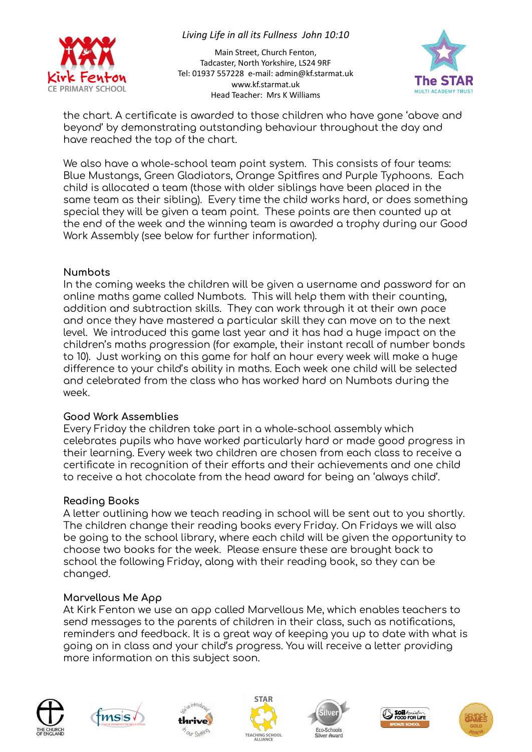the chart. A certificate is awarded to those children who have gone 'above and beyond' by demonstrating outstanding behaviour throughout the day and have reached the top of the chart.

We also have a whole-school team point system. This consists of four teams: Blue Mustangs, Green Gladiators, Orange Spitfires and Purple Typhoons. Each child is allocated a team (those with older siblings have been placed in the same team as their sibling). Every time the child works hard, or does something special they will be given a team point. These points are then counted up at the end of the week and the winning team is awarded a trophy during our Good Work Assembly (see below for further information).

### Numbots

In the coming weeks the children will be given a username and password for an online maths game called Numbots. This will help them with their counting, addition and subtraction skills. They can work through it at their own pace and once they have mastered a particular skill they can move on to the next level. We introduced this game last year and it has had a huge impact on the children's maths progression (for example, their instant recall of number bonds to 10). Just working on this game for half an hour every week will make a huge difference to your child's ability in maths. Each week one child will be selected and celebrated from the class who has worked hard on Numbots during the week.

### Good Work Assemblies

Every Friday the children take part in a whole-school assembly which celebrates pupils who have worked particularly hard or made good progress in their learning. Every week two children are chosen from each class to receive a certificate in recognition of their efforts and their achievements and one child to receive a hot chocolate from the head award for being an 'always child'.

### Reading Books

A letter outlining how we teach reading in school will be sent out to you shortly. The children change their reading books every Friday. On Fridays we will also be going to the school library, where each child will be given the opportunity to choose two books for the week. Please ensure these are brought back to school the following Friday, along with their reading book, so they can be changed.

### Marvellous Me App

At Kirk Fenton we use an app called Marvellous Me, which enables teachers to send messages to the parents of children in their class, such as notifications, reminders and feedback. It is a great way of keeping you up to date with what is going on in class and your child's progress. You will receive a letter providing more information on this subject soon.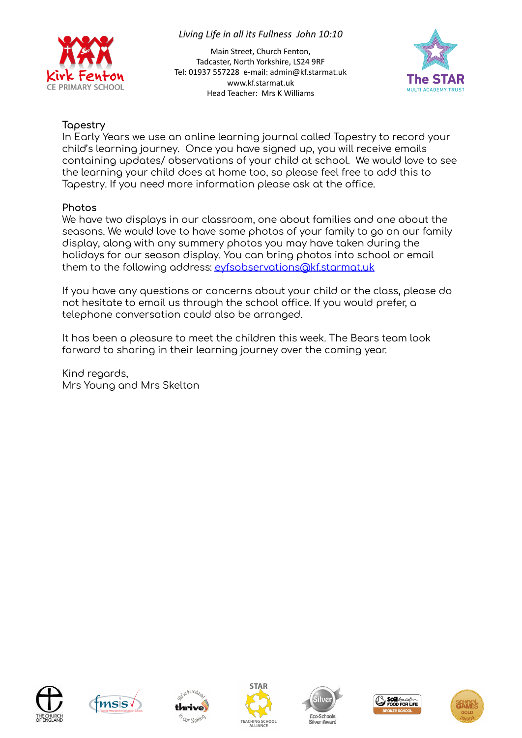*Living Life in all its Fullness John 10:10*

Main Street, Church Fenton,
Tadcaster, North Yorkshire, LS24 9RF
Tel: 01937 557228 e-mail: admin@kf.starmat.uk
www.kf.starmat.uk
Head Teacher: Mrs K Williams

Tapestry
In Early Years we use an online learning journal called Tapestry to record your child's learning journey. Once you have signed up, you will receive emails containing updates/ observations of your child at school. We would love to see the learning your child does at home too, so please feel free to add this to Tapestry. If you need more information please ask at the office.

Photos
We have two displays in our classroom, one about families and one about the seasons. We would love to have some photos of your family to go on our family display, along with any summery photos you may have taken during the holidays for our season display. You can bring photos into school or email them to the following address: eyfsobservations@kf.starmat.uk

If you have any questions or concerns about your child or the class, please do not hesitate to email us through the school office. If you would prefer, a telephone conversation could also be arranged.

It has been a pleasure to meet the children this week. The Bears team look forward to sharing in their learning journey over the coming year.

Kind regards,
Mrs Young and Mrs Skelton